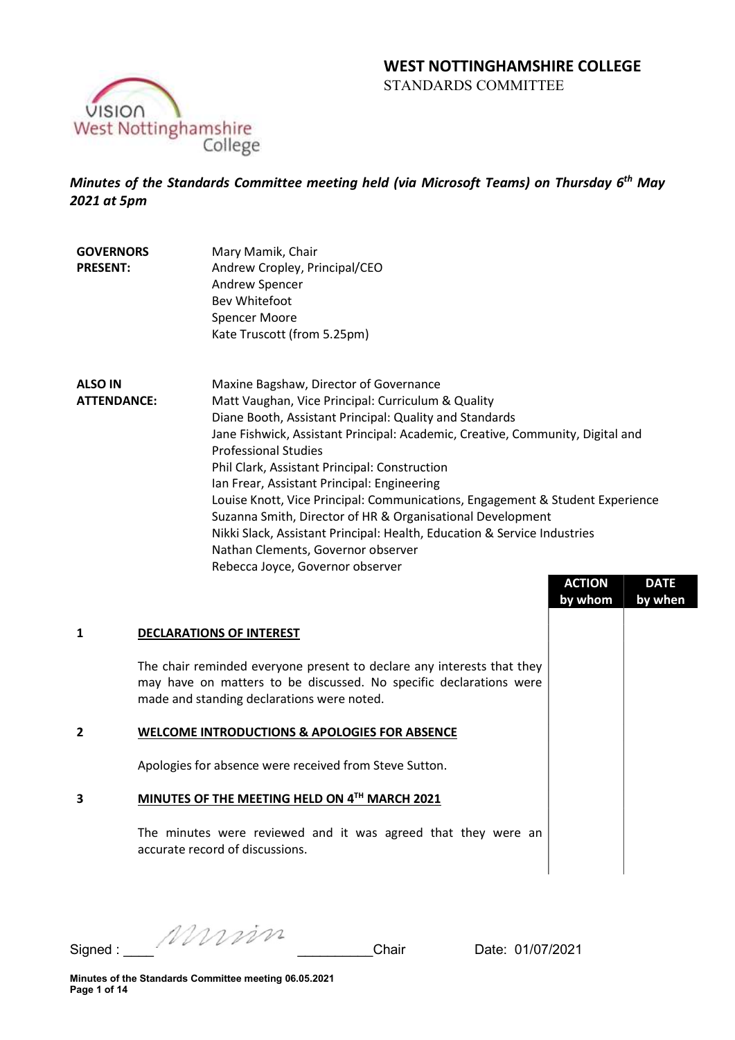# WEST NOTTINGHAMSHIRE COLLEGE

STANDARDS COMMITTEE

*Minutes of the Standards Committee meeting held (via Microsoft Teams) on Thursday 6th May 2021 at 5pm*

**GOVERNORS PRESENT:**

Mary Mamik, Chair
Andrew Cropley, Principal/CEO
Andrew Spencer
Bev Whitefoot
Spencer Moore
Kate Truscott (from 5.25pm)

**ALSO IN ATTENDANCE:**

Maxine Bagshaw, Director of Governance
Matt Vaughan, Vice Principal: Curriculum & Quality
Diane Booth, Assistant Principal: Quality and Standards
Jane Fishwick, Assistant Principal: Academic, Creative, Community, Digital and Professional Studies
Phil Clark, Assistant Principal: Construction
Ian Frear, Assistant Principal: Engineering
Louise Knott, Vice Principal: Communications, Engagement & Student Experience
Suzanna Smith, Director of HR & Organisational Development
Nikki Slack, Assistant Principal: Health, Education & Service Industries
Nathan Clements, Governor observer
Rebecca Joyce, Governor observer

| | | ACTION by whom | DATE by when |
|---|---|---|---|
| **1** | **DECLARATIONS OF INTEREST** | | |
| | The chair reminded everyone present to declare any interests that they may have on matters to be discussed. No specific declarations were made and standing declarations were noted. | | |
| **2** | **WELCOME INTRODUCTIONS & APOLOGIES FOR ABSENCE** | | |
| | Apologies for absence were received from Steve Sutton. | | |
| **3** | **MINUTES OF THE MEETING HELD ON 4TH MARCH 2021** | | |
| | The minutes were reviewed and it was agreed that they were an accurate record of discussions. | | |

Signed : ____Mmm__________Chair Date: 01/07/2021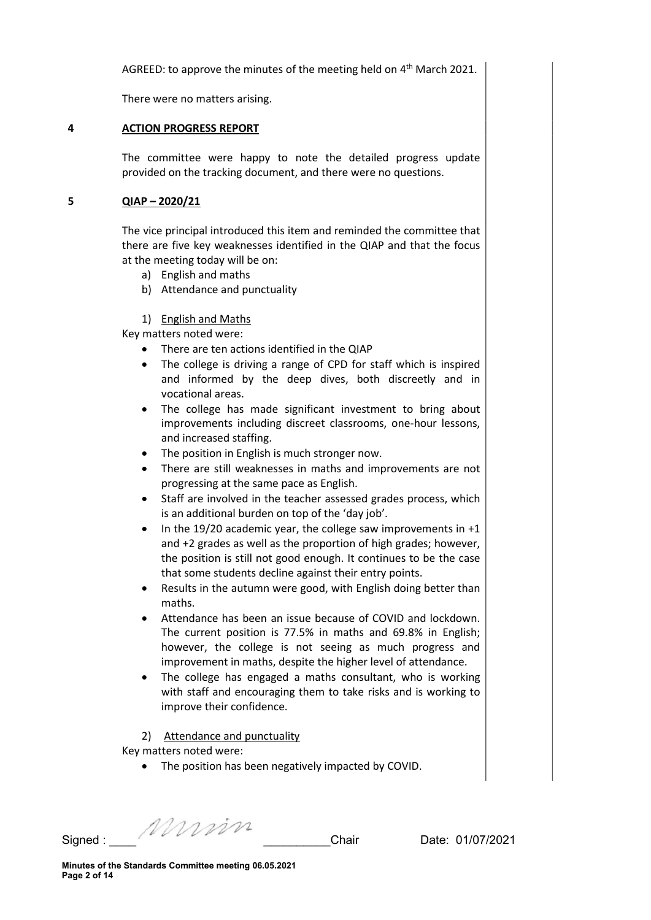AGREED: to approve the minutes of the meeting held on 4th March 2021.

There were no matters arising.

## 4 ACTION PROGRESS REPORT

The committee were happy to note the detailed progress update provided on the tracking document, and there were no questions.

## 5 QIAP – 2020/21

The vice principal introduced this item and reminded the committee that there are five key weaknesses identified in the QIAP and that the focus at the meeting today will be on:

a) English and maths
b) Attendance and punctuality

1) English and Maths

Key matters noted were:

- There are ten actions identified in the QIAP
- The college is driving a range of CPD for staff which is inspired and informed by the deep dives, both discreetly and in vocational areas.
- The college has made significant investment to bring about improvements including discreet classrooms, one-hour lessons, and increased staffing.
- The position in English is much stronger now.
- There are still weaknesses in maths and improvements are not progressing at the same pace as English.
- Staff are involved in the teacher assessed grades process, which is an additional burden on top of the 'day job'.
- In the 19/20 academic year, the college saw improvements in +1 and +2 grades as well as the proportion of high grades; however, the position is still not good enough. It continues to be the case that some students decline against their entry points.
- Results in the autumn were good, with English doing better than maths.
- Attendance has been an issue because of COVID and lockdown. The current position is 77.5% in maths and 69.8% in English; however, the college is not seeing as much progress and improvement in maths, despite the higher level of attendance.
- The college has engaged a maths consultant, who is working with staff and encouraging them to take risks and is working to improve their confidence.

2) Attendance and punctuality

Key matters noted were:

- The position has been negatively impacted by COVID.

Signed : ____ ________ Chair Date: 01/07/2021

Minutes of the Standards Committee meeting 06.05.2021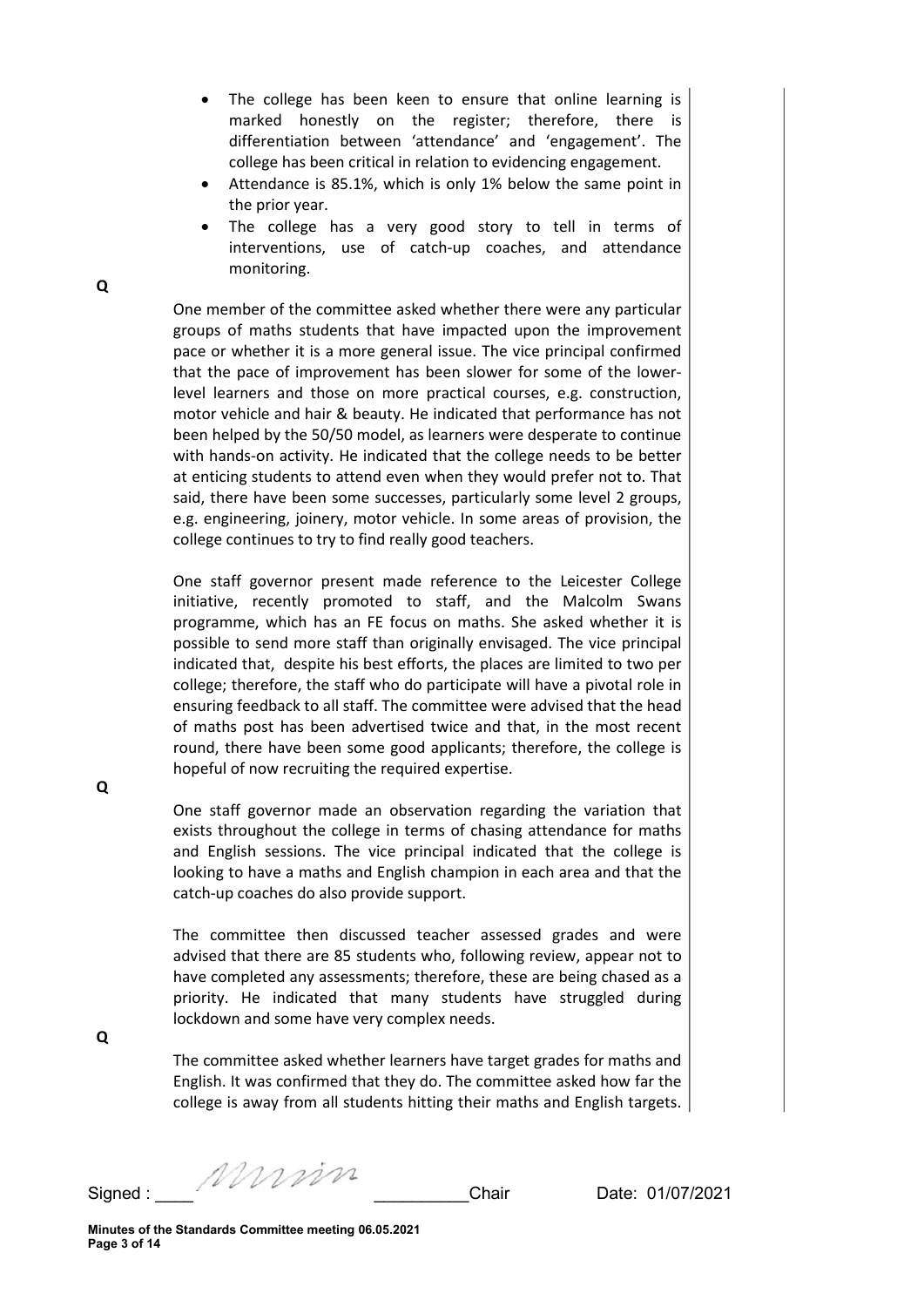- The college has been keen to ensure that online learning is marked honestly on the register; therefore, there is differentiation between 'attendance' and 'engagement'. The college has been critical in relation to evidencing engagement.
- Attendance is 85.1%, which is only 1% below the same point in the prior year.
- The college has a very good story to tell in terms of interventions, use of catch-up coaches, and attendance monitoring.

**Q**

One member of the committee asked whether there were any particular groups of maths students that have impacted upon the improvement pace or whether it is a more general issue. The vice principal confirmed that the pace of improvement has been slower for some of the lower-level learners and those on more practical courses, e.g. construction, motor vehicle and hair & beauty. He indicated that performance has not been helped by the 50/50 model, as learners were desperate to continue with hands-on activity. He indicated that the college needs to be better at enticing students to attend even when they would prefer not to. That said, there have been some successes, particularly some level 2 groups, e.g. engineering, joinery, motor vehicle. In some areas of provision, the college continues to try to find really good teachers.

One staff governor present made reference to the Leicester College initiative, recently promoted to staff, and the Malcolm Swans programme, which has an FE focus on maths. She asked whether it is possible to send more staff than originally envisaged. The vice principal indicated that, despite his best efforts, the places are limited to two per college; therefore, the staff who do participate will have a pivotal role in ensuring feedback to all staff. The committee were advised that the head of maths post has been advertised twice and that, in the most recent round, there have been some good applicants; therefore, the college is hopeful of now recruiting the required expertise.

**Q**

One staff governor made an observation regarding the variation that exists throughout the college in terms of chasing attendance for maths and English sessions. The vice principal indicated that the college is looking to have a maths and English champion in each area and that the catch-up coaches do also provide support.

The committee then discussed teacher assessed grades and were advised that there are 85 students who, following review, appear not to have completed any assessments; therefore, these are being chased as a priority. He indicated that many students have struggled during lockdown and some have very complex needs.

**Q**

The committee asked whether learners have target grades for maths and English. It was confirmed that they do. The committee asked how far the college is away from all students hitting their maths and English targets.

Signed : ____ *[signature]* __________Chair Date: 01/07/2021

**Minutes of the Standards Committee meeting 06.05.2021**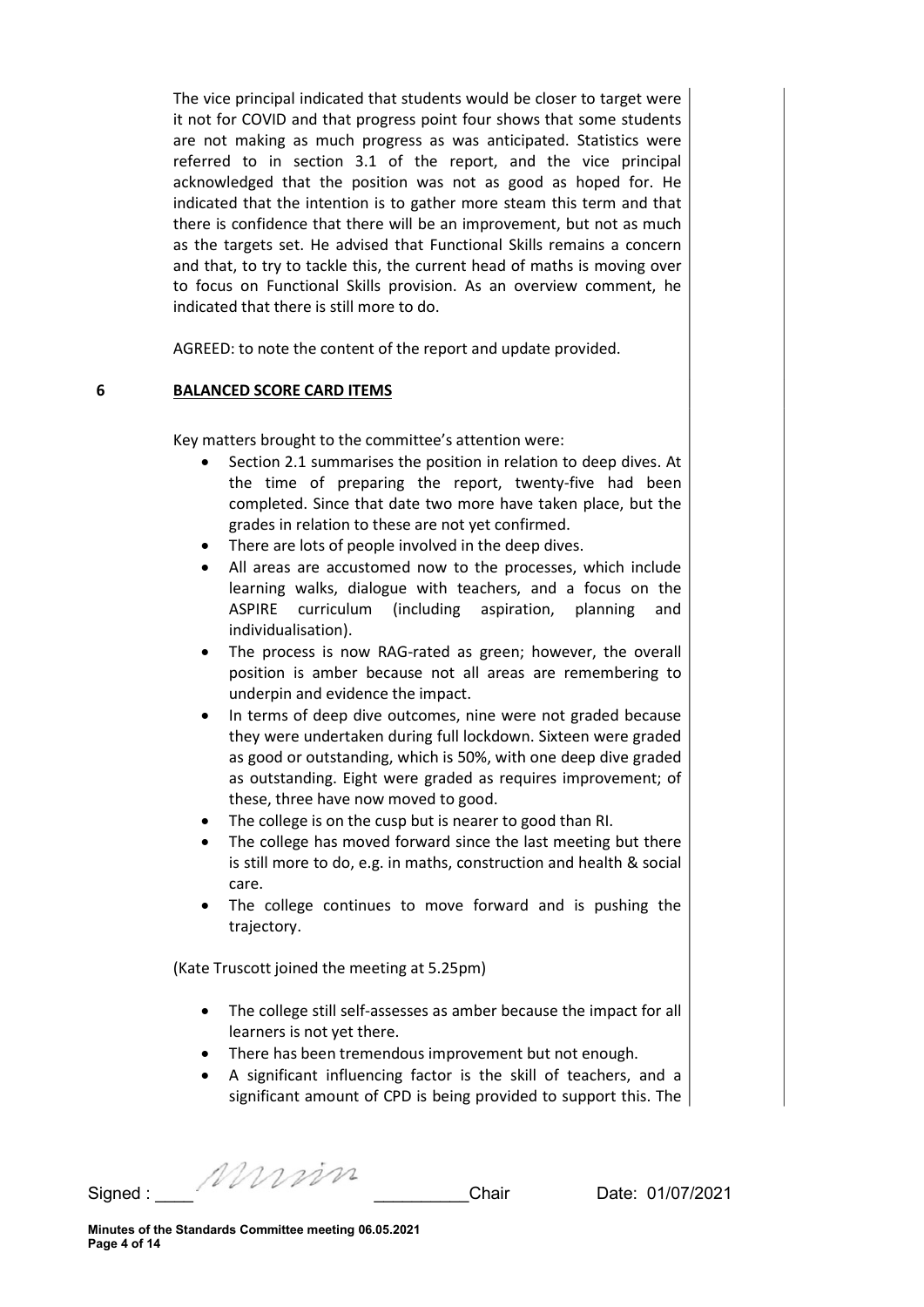The vice principal indicated that students would be closer to target were it not for COVID and that progress point four shows that some students are not making as much progress as was anticipated. Statistics were referred to in section 3.1 of the report, and the vice principal acknowledged that the position was not as good as hoped for. He indicated that the intention is to gather more steam this term and that there is confidence that there will be an improvement, but not as much as the targets set. He advised that Functional Skills remains a concern and that, to try to tackle this, the current head of maths is moving over to focus on Functional Skills provision. As an overview comment, he indicated that there is still more to do.

AGREED: to note the content of the report and update provided.

## 6 BALANCED SCORE CARD ITEMS

Key matters brought to the committee's attention were:

- Section 2.1 summarises the position in relation to deep dives. At the time of preparing the report, twenty-five had been completed. Since that date two more have taken place, but the grades in relation to these are not yet confirmed.
- There are lots of people involved in the deep dives.
- All areas are accustomed now to the processes, which include learning walks, dialogue with teachers, and a focus on the ASPIRE curriculum (including aspiration, planning and individualisation).
- The process is now RAG-rated as green; however, the overall position is amber because not all areas are remembering to underpin and evidence the impact.
- In terms of deep dive outcomes, nine were not graded because they were undertaken during full lockdown. Sixteen were graded as good or outstanding, which is 50%, with one deep dive graded as outstanding. Eight were graded as requires improvement; of these, three have now moved to good.
- The college is on the cusp but is nearer to good than RI.
- The college has moved forward since the last meeting but there is still more to do, e.g. in maths, construction and health & social care.
- The college continues to move forward and is pushing the trajectory.

(Kate Truscott joined the meeting at 5.25pm)

- The college still self-assesses as amber because the impact for all learners is not yet there.
- There has been tremendous improvement but not enough.
- A significant influencing factor is the skill of teachers, and a significant amount of CPD is being provided to support this. The

Signed : ____ __________Chair Date: 01/07/2021

**Minutes of the Standards Committee meeting 06.05.2021**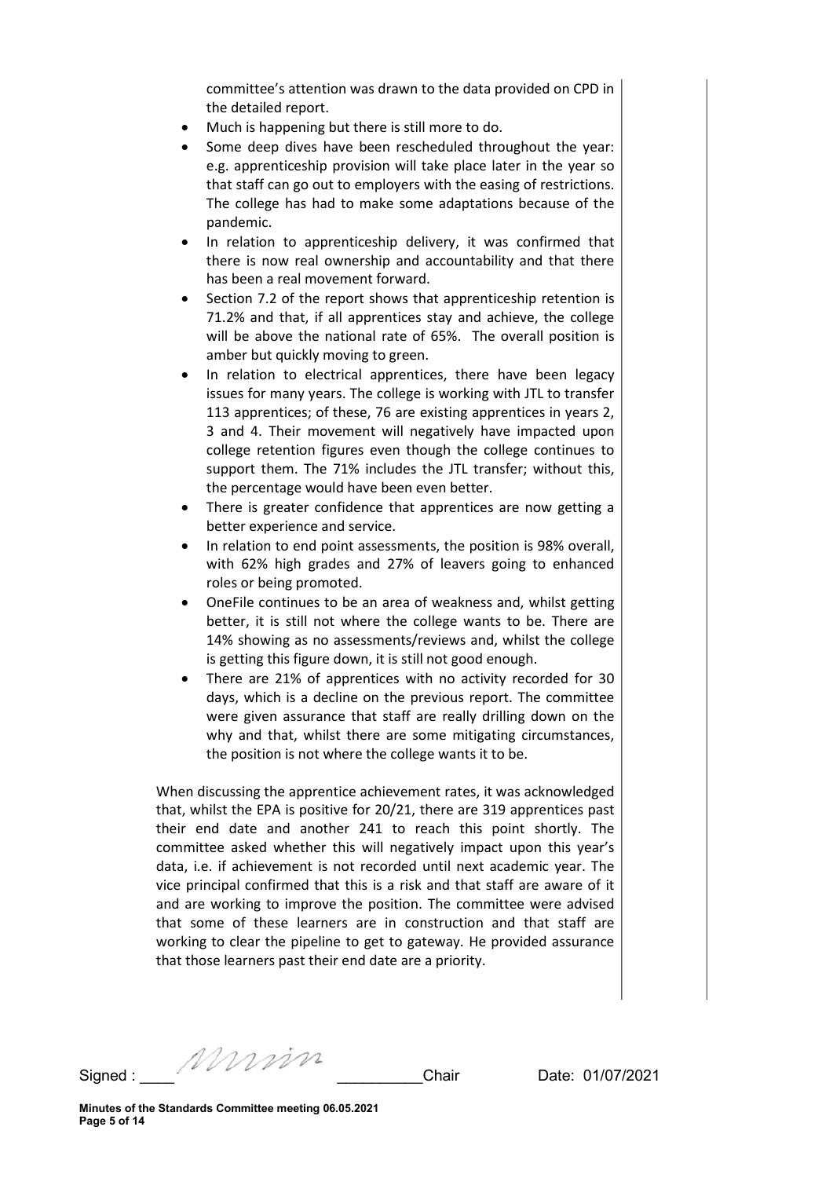committee's attention was drawn to the data provided on CPD in the detailed report.

- Much is happening but there is still more to do.
- Some deep dives have been rescheduled throughout the year: e.g. apprenticeship provision will take place later in the year so that staff can go out to employers with the easing of restrictions. The college has had to make some adaptations because of the pandemic.
- In relation to apprenticeship delivery, it was confirmed that there is now real ownership and accountability and that there has been a real movement forward.
- Section 7.2 of the report shows that apprenticeship retention is 71.2% and that, if all apprentices stay and achieve, the college will be above the national rate of 65%. The overall position is amber but quickly moving to green.
- In relation to electrical apprentices, there have been legacy issues for many years. The college is working with JTL to transfer 113 apprentices; of these, 76 are existing apprentices in years 2, 3 and 4. Their movement will negatively have impacted upon college retention figures even though the college continues to support them. The 71% includes the JTL transfer; without this, the percentage would have been even better.
- There is greater confidence that apprentices are now getting a better experience and service.
- In relation to end point assessments, the position is 98% overall, with 62% high grades and 27% of leavers going to enhanced roles or being promoted.
- OneFile continues to be an area of weakness and, whilst getting better, it is still not where the college wants to be. There are 14% showing as no assessments/reviews and, whilst the college is getting this figure down, it is still not good enough.
- There are 21% of apprentices with no activity recorded for 30 days, which is a decline on the previous report. The committee were given assurance that staff are really drilling down on the why and that, whilst there are some mitigating circumstances, the position is not where the college wants it to be.

When discussing the apprentice achievement rates, it was acknowledged that, whilst the EPA is positive for 20/21, there are 319 apprentices past their end date and another 241 to reach this point shortly. The committee asked whether this will negatively impact upon this year's data, i.e. if achievement is not recorded until next academic year. The vice principal confirmed that this is a risk and that staff are aware of it and are working to improve the position. The committee were advised that some of these learners are in construction and that staff are working to clear the pipeline to get to gateway. He provided assurance that those learners past their end date are a priority.

Signed : ____ *[signature]* __________Chair Date: 01/07/2021

**Minutes of the Standards Committee meeting 06.05.2021**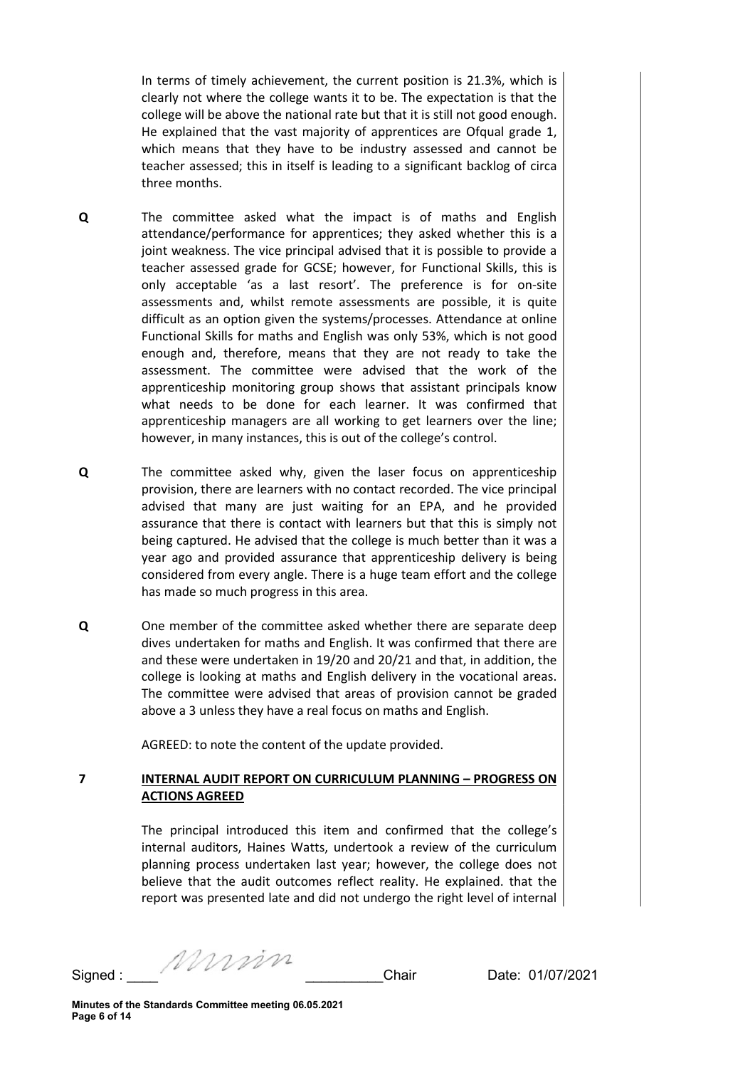In terms of timely achievement, the current position is 21.3%, which is clearly not where the college wants it to be. The expectation is that the college will be above the national rate but that it is still not good enough. He explained that the vast majority of apprentices are Ofqual grade 1, which means that they have to be industry assessed and cannot be teacher assessed; this in itself is leading to a significant backlog of circa three months.

**Q** The committee asked what the impact is of maths and English attendance/performance for apprentices; they asked whether this is a joint weakness. The vice principal advised that it is possible to provide a teacher assessed grade for GCSE; however, for Functional Skills, this is only acceptable 'as a last resort'. The preference is for on-site assessments and, whilst remote assessments are possible, it is quite difficult as an option given the systems/processes. Attendance at online Functional Skills for maths and English was only 53%, which is not good enough and, therefore, means that they are not ready to take the assessment. The committee were advised that the work of the apprenticeship monitoring group shows that assistant principals know what needs to be done for each learner. It was confirmed that apprenticeship managers are all working to get learners over the line; however, in many instances, this is out of the college's control.

**Q** The committee asked why, given the laser focus on apprenticeship provision, there are learners with no contact recorded. The vice principal advised that many are just waiting for an EPA, and he provided assurance that there is contact with learners but that this is simply not being captured. He advised that the college is much better than it was a year ago and provided assurance that apprenticeship delivery is being considered from every angle. There is a huge team effort and the college has made so much progress in this area.

**Q** One member of the committee asked whether there are separate deep dives undertaken for maths and English. It was confirmed that there are and these were undertaken in 19/20 and 20/21 and that, in addition, the college is looking at maths and English delivery in the vocational areas. The committee were advised that areas of provision cannot be graded above a 3 unless they have a real focus on maths and English.

AGREED: to note the content of the update provided.

## 7 INTERNAL AUDIT REPORT ON CURRICULUM PLANNING – PROGRESS ON ACTIONS AGREED

The principal introduced this item and confirmed that the college's internal auditors, Haines Watts, undertook a review of the curriculum planning process undertaken last year; however, the college does not believe that the audit outcomes reflect reality. He explained. that the report was presented late and did not undergo the right level of internal

Signed : ____ Mmin __________Chair Date: 01/07/2021

Minutes of the Standards Committee meeting 06.05.2021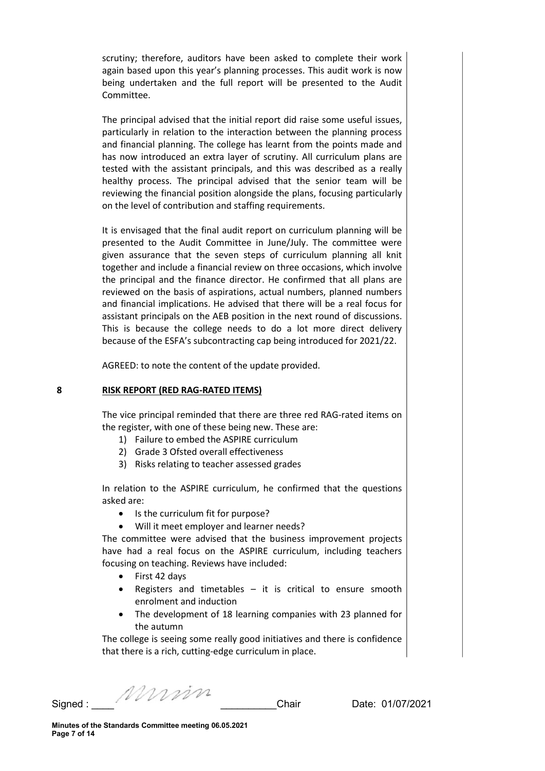scrutiny; therefore, auditors have been asked to complete their work again based upon this year's planning processes. This audit work is now being undertaken and the full report will be presented to the Audit Committee.

The principal advised that the initial report did raise some useful issues, particularly in relation to the interaction between the planning process and financial planning. The college has learnt from the points made and has now introduced an extra layer of scrutiny. All curriculum plans are tested with the assistant principals, and this was described as a really healthy process. The principal advised that the senior team will be reviewing the financial position alongside the plans, focusing particularly on the level of contribution and staffing requirements.

It is envisaged that the final audit report on curriculum planning will be presented to the Audit Committee in June/July. The committee were given assurance that the seven steps of curriculum planning all knit together and include a financial review on three occasions, which involve the principal and the finance director. He confirmed that all plans are reviewed on the basis of aspirations, actual numbers, planned numbers and financial implications. He advised that there will be a real focus for assistant principals on the AEB position in the next round of discussions. This is because the college needs to do a lot more direct delivery because of the ESFA's subcontracting cap being introduced for 2021/22.

AGREED: to note the content of the update provided.

## 8 RISK REPORT (RED RAG-RATED ITEMS)

The vice principal reminded that there are three red RAG-rated items on the register, with one of these being new. These are:

1) Failure to embed the ASPIRE curriculum
2) Grade 3 Ofsted overall effectiveness
3) Risks relating to teacher assessed grades

In relation to the ASPIRE curriculum, he confirmed that the questions asked are:

- Is the curriculum fit for purpose?
- Will it meet employer and learner needs?

The committee were advised that the business improvement projects have had a real focus on the ASPIRE curriculum, including teachers focusing on teaching. Reviews have included:

- First 42 days
- Registers and timetables – it is critical to ensure smooth enrolment and induction
- The development of 18 learning companies with 23 planned for the autumn

The college is seeing some really good initiatives and there is confidence that there is a rich, cutting-edge curriculum in place.

Signed : ____ *[signature]* __________Chair Date: 01/07/2021

Minutes of the Standards Committee meeting 06.05.2021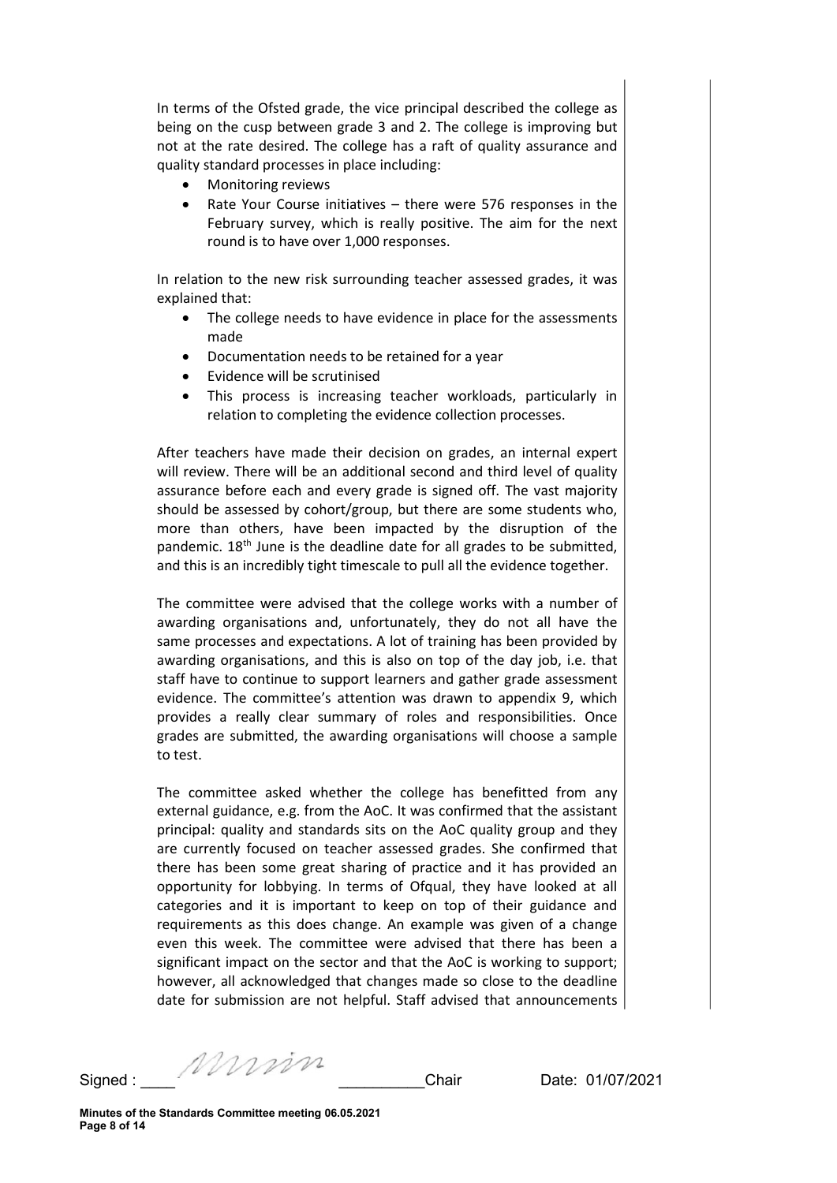In terms of the Ofsted grade, the vice principal described the college as being on the cusp between grade 3 and 2. The college is improving but not at the rate desired. The college has a raft of quality assurance and quality standard processes in place including:

- Monitoring reviews
- Rate Your Course initiatives – there were 576 responses in the February survey, which is really positive. The aim for the next round is to have over 1,000 responses.

In relation to the new risk surrounding teacher assessed grades, it was explained that:

- The college needs to have evidence in place for the assessments made
- Documentation needs to be retained for a year
- Evidence will be scrutinised
- This process is increasing teacher workloads, particularly in relation to completing the evidence collection processes.

After teachers have made their decision on grades, an internal expert will review. There will be an additional second and third level of quality assurance before each and every grade is signed off. The vast majority should be assessed by cohort/group, but there are some students who, more than others, have been impacted by the disruption of the pandemic. 18th June is the deadline date for all grades to be submitted, and this is an incredibly tight timescale to pull all the evidence together.

The committee were advised that the college works with a number of awarding organisations and, unfortunately, they do not all have the same processes and expectations. A lot of training has been provided by awarding organisations, and this is also on top of the day job, i.e. that staff have to continue to support learners and gather grade assessment evidence. The committee's attention was drawn to appendix 9, which provides a really clear summary of roles and responsibilities. Once grades are submitted, the awarding organisations will choose a sample to test.

The committee asked whether the college has benefitted from any external guidance, e.g. from the AoC. It was confirmed that the assistant principal: quality and standards sits on the AoC quality group and they are currently focused on teacher assessed grades. She confirmed that there has been some great sharing of practice and it has provided an opportunity for lobbying. In terms of Ofqual, they have looked at all categories and it is important to keep on top of their guidance and requirements as this does change. An example was given of a change even this week. The committee were advised that there has been a significant impact on the sector and that the AoC is working to support; however, all acknowledged that changes made so close to the deadline date for submission are not helpful. Staff advised that announcements

Signed : ____ __________Chair Date: 01/07/2021

**Minutes of the Standards Committee meeting 06.05.2021**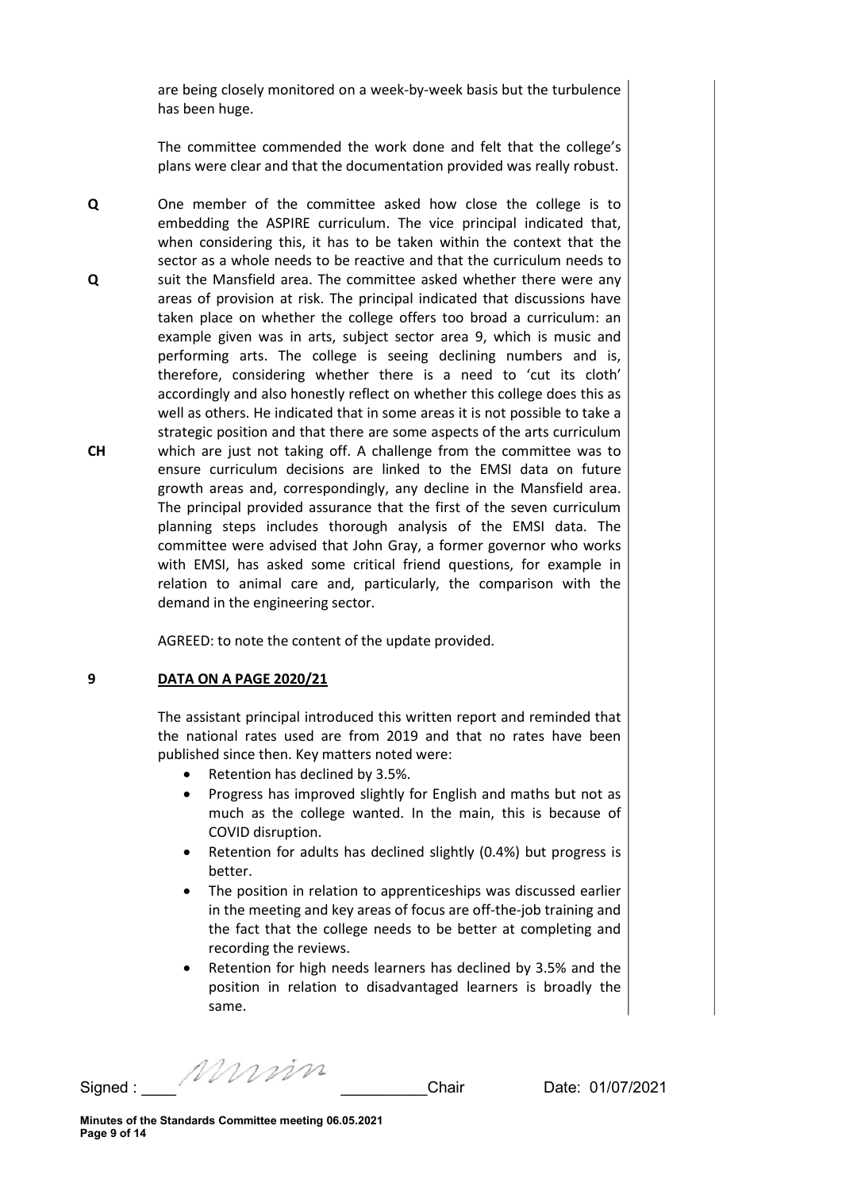are being closely monitored on a week-by-week basis but the turbulence has been huge.

The committee commended the work done and felt that the college's plans were clear and that the documentation provided was really robust.

**Q** One member of the committee asked how close the college is to embedding the ASPIRE curriculum. The vice principal indicated that, when considering this, it has to be taken within the context that the sector as a whole needs to be reactive and that the curriculum needs to suit the Mansfield area. **Q** The committee asked whether there were any areas of provision at risk. The principal indicated that discussions have taken place on whether the college offers too broad a curriculum: an example given was in arts, subject sector area 9, which is music and performing arts. The college is seeing declining numbers and is, therefore, considering whether there is a need to 'cut its cloth' accordingly and also honestly reflect on whether this college does this as well as others. He indicated that in some areas it is not possible to take a strategic position and that there are some aspects of the arts curriculum which are just not taking off. **CH** A challenge from the committee was to ensure curriculum decisions are linked to the EMSI data on future growth areas and, correspondingly, any decline in the Mansfield area. The principal provided assurance that the first of the seven curriculum planning steps includes thorough analysis of the EMSI data. The committee were advised that John Gray, a former governor who works with EMSI, has asked some critical friend questions, for example in relation to animal care and, particularly, the comparison with the demand in the engineering sector.

AGREED: to note the content of the update provided.

## 9 DATA ON A PAGE 2020/21

The assistant principal introduced this written report and reminded that the national rates used are from 2019 and that no rates have been published since then. Key matters noted were:

- Retention has declined by 3.5%.
- Progress has improved slightly for English and maths but not as much as the college wanted. In the main, this is because of COVID disruption.
- Retention for adults has declined slightly (0.4%) but progress is better.
- The position in relation to apprenticeships was discussed earlier in the meeting and key areas of focus are off-the-job training and the fact that the college needs to be better at completing and recording the reviews.
- Retention for high needs learners has declined by 3.5% and the position in relation to disadvantaged learners is broadly the same.

Signed : ____ *[signature]* __________Chair Date: 01/07/2021

**Minutes of the Standards Committee meeting 06.05.2021**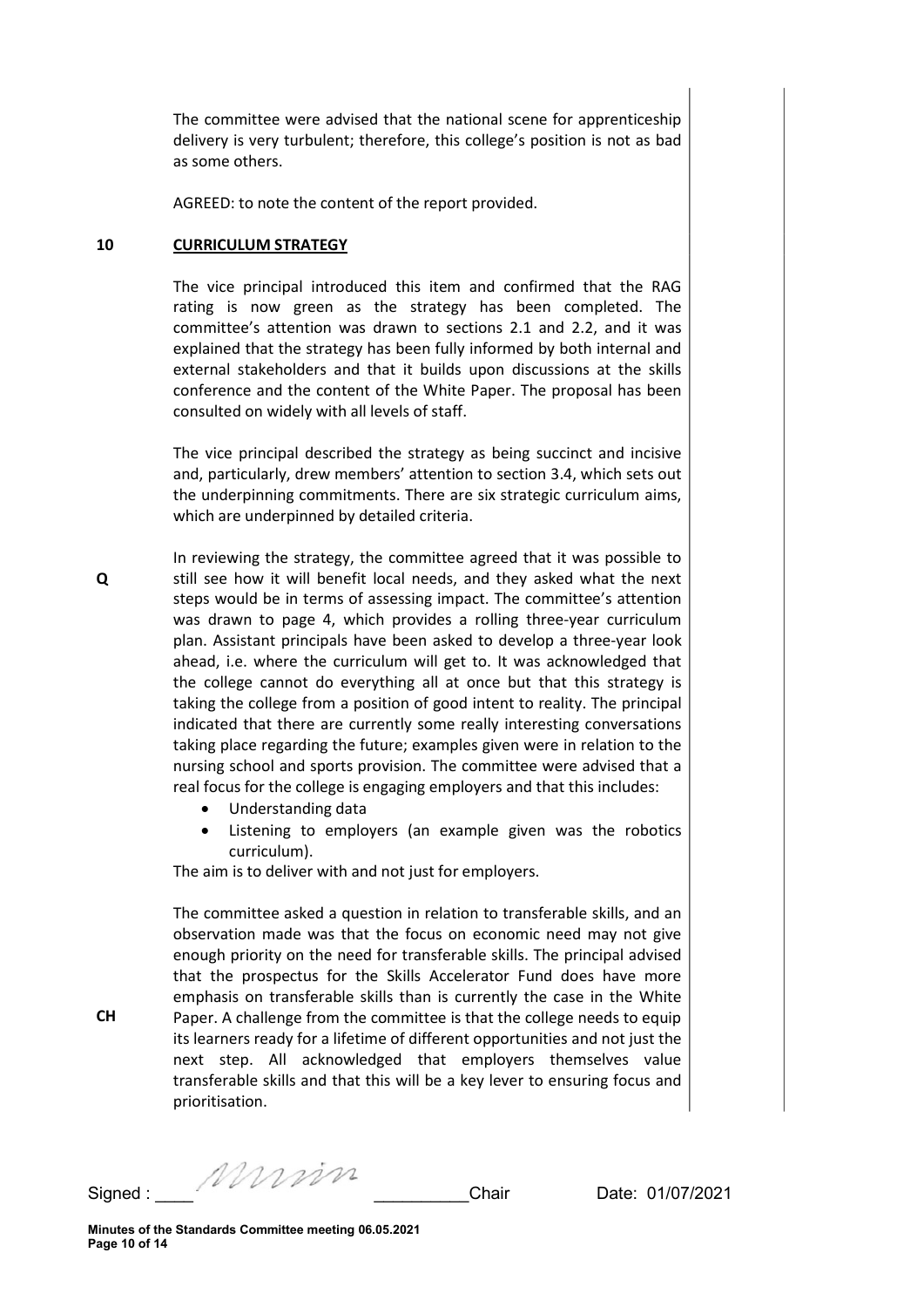The committee were advised that the national scene for apprenticeship delivery is very turbulent; therefore, this college's position is not as bad as some others.

AGREED: to note the content of the report provided.

## 10 CURRICULUM STRATEGY

The vice principal introduced this item and confirmed that the RAG rating is now green as the strategy has been completed. The committee's attention was drawn to sections 2.1 and 2.2, and it was explained that the strategy has been fully informed by both internal and external stakeholders and that it builds upon discussions at the skills conference and the content of the White Paper. The proposal has been consulted on widely with all levels of staff.

The vice principal described the strategy as being succinct and incisive and, particularly, drew members' attention to section 3.4, which sets out the underpinning commitments. There are six strategic curriculum aims, which are underpinned by detailed criteria.

**Q** In reviewing the strategy, the committee agreed that it was possible to still see how it will benefit local needs, and they asked what the next steps would be in terms of assessing impact. The committee's attention was drawn to page 4, which provides a rolling three-year curriculum plan. Assistant principals have been asked to develop a three-year look ahead, i.e. where the curriculum will get to. It was acknowledged that the college cannot do everything all at once but that this strategy is taking the college from a position of good intent to reality. The principal indicated that there are currently some really interesting conversations taking place regarding the future; examples given were in relation to the nursing school and sports provision. The committee were advised that a real focus for the college is engaging employers and that this includes:

- Understanding data
- Listening to employers (an example given was the robotics curriculum).

The aim is to deliver with and not just for employers.

**CH** The committee asked a question in relation to transferable skills, and an observation made was that the focus on economic need may not give enough priority on the need for transferable skills. The principal advised that the prospectus for the Skills Accelerator Fund does have more emphasis on transferable skills than is currently the case in the White Paper. A challenge from the committee is that the college needs to equip its learners ready for a lifetime of different opportunities and not just the next step. All acknowledged that employers themselves value transferable skills and that this will be a key lever to ensuring focus and prioritisation.

Signed : ____ Mmin __________Chair Date: 01/07/2021

Minutes of the Standards Committee meeting 06.05.2021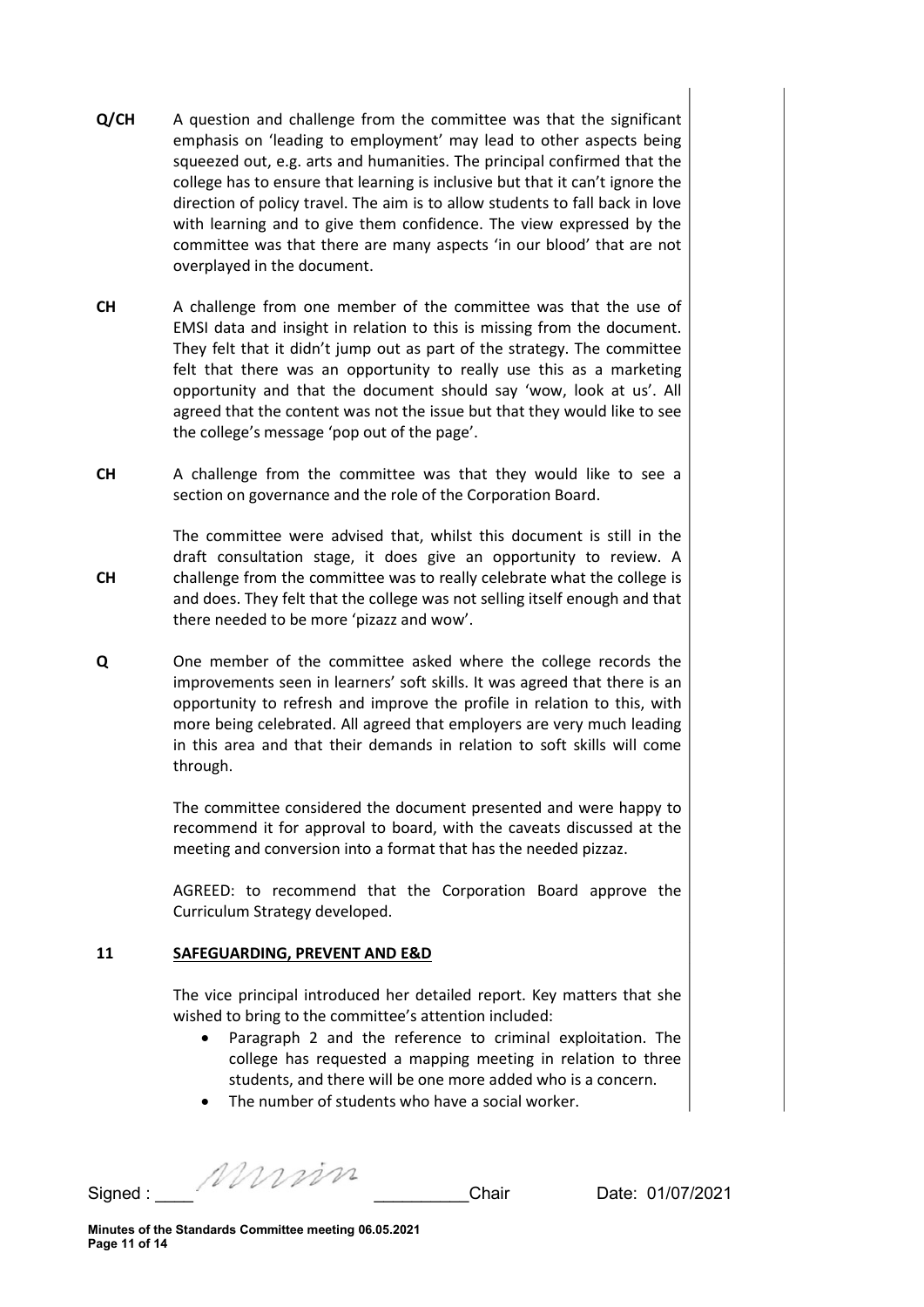**Q/CH** A question and challenge from the committee was that the significant emphasis on 'leading to employment' may lead to other aspects being squeezed out, e.g. arts and humanities. The principal confirmed that the college has to ensure that learning is inclusive but that it can't ignore the direction of policy travel. The aim is to allow students to fall back in love with learning and to give them confidence. The view expressed by the committee was that there are many aspects 'in our blood' that are not overplayed in the document.

**CH** A challenge from one member of the committee was that the use of EMSI data and insight in relation to this is missing from the document. They felt that it didn't jump out as part of the strategy. The committee felt that there was an opportunity to really use this as a marketing opportunity and that the document should say 'wow, look at us'. All agreed that the content was not the issue but that they would like to see the college's message 'pop out of the page'.

**CH** A challenge from the committee was that they would like to see a section on governance and the role of the Corporation Board.

The committee were advised that, whilst this document is still in the draft consultation stage, it does give an opportunity to review. A

**CH** challenge from the committee was to really celebrate what the college is and does. They felt that the college was not selling itself enough and that there needed to be more 'pizazz and wow'.

**Q** One member of the committee asked where the college records the improvements seen in learners' soft skills. It was agreed that there is an opportunity to refresh and improve the profile in relation to this, with more being celebrated. All agreed that employers are very much leading in this area and that their demands in relation to soft skills will come through.

The committee considered the document presented and were happy to recommend it for approval to board, with the caveats discussed at the meeting and conversion into a format that has the needed pizzaz.

AGREED: to recommend that the Corporation Board approve the Curriculum Strategy developed.

## 11 SAFEGUARDING, PREVENT AND E&D

The vice principal introduced her detailed report. Key matters that she wished to bring to the committee's attention included:

- Paragraph 2 and the reference to criminal exploitation. The college has requested a mapping meeting in relation to three students, and there will be one more added who is a concern.
- The number of students who have a social worker.

Signed : ____ *[signature]* __________Chair Date: 01/07/2021

**Minutes of the Standards Committee meeting 06.05.2021**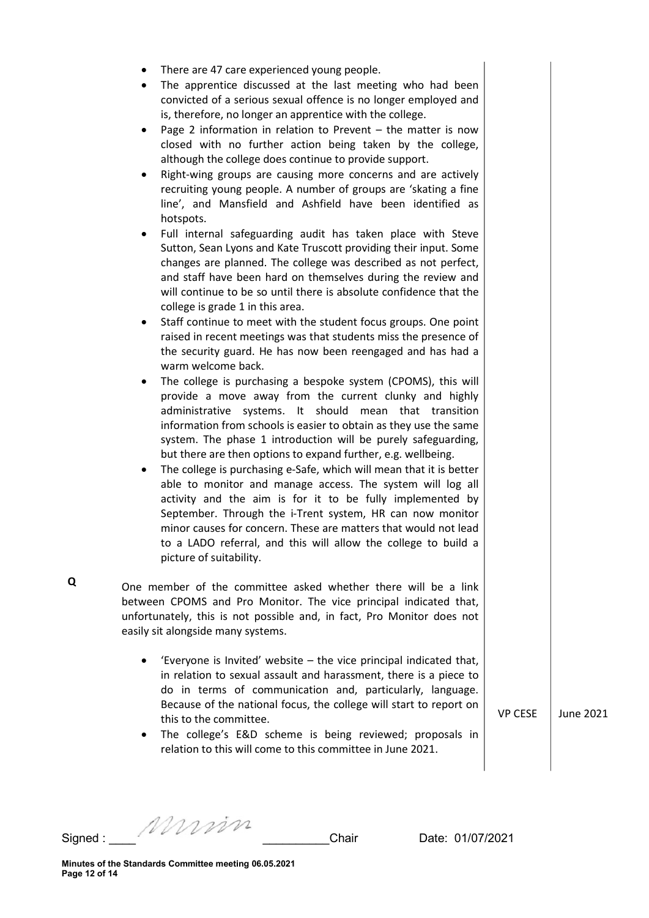- There are 47 care experienced young people.
- The apprentice discussed at the last meeting who had been convicted of a serious sexual offence is no longer employed and is, therefore, no longer an apprentice with the college.
- Page 2 information in relation to Prevent – the matter is now closed with no further action being taken by the college, although the college does continue to provide support.
- Right-wing groups are causing more concerns and are actively recruiting young people. A number of groups are 'skating a fine line', and Mansfield and Ashfield have been identified as hotspots.
- Full internal safeguarding audit has taken place with Steve Sutton, Sean Lyons and Kate Truscott providing their input. Some changes are planned. The college was described as not perfect, and staff have been hard on themselves during the review and will continue to be so until there is absolute confidence that the college is grade 1 in this area.
- Staff continue to meet with the student focus groups. One point raised in recent meetings was that students miss the presence of the security guard. He has now been reengaged and has had a warm welcome back.
- The college is purchasing a bespoke system (CPOMS), this will provide a move away from the current clunky and highly administrative systems. It should mean that transition information from schools is easier to obtain as they use the same system. The phase 1 introduction will be purely safeguarding, but there are then options to expand further, e.g. wellbeing.
- The college is purchasing e-Safe, which will mean that it is better able to monitor and manage access. The system will log all activity and the aim is for it to be fully implemented by September. Through the i-Trent system, HR can now monitor minor causes for concern. These are matters that would not lead to a LADO referral, and this will allow the college to build a picture of suitability.

**Q** One member of the committee asked whether there will be a link between CPOMS and Pro Monitor. The vice principal indicated that, unfortunately, this is not possible and, in fact, Pro Monitor does not easily sit alongside many systems.

- 'Everyone is Invited' website – the vice principal indicated that, in relation to sexual assault and harassment, there is a piece to do in terms of communication and, particularly, language. Because of the national focus, the college will start to report on this to the committee. — VP CESE — June 2021
- The college's E&D scheme is being reviewed; proposals in relation to this will come to this committee in June 2021.

Signed : ____ *[signature]* __________Chair Date: 01/07/2021

Minutes of the Standards Committee meeting 06.05.2021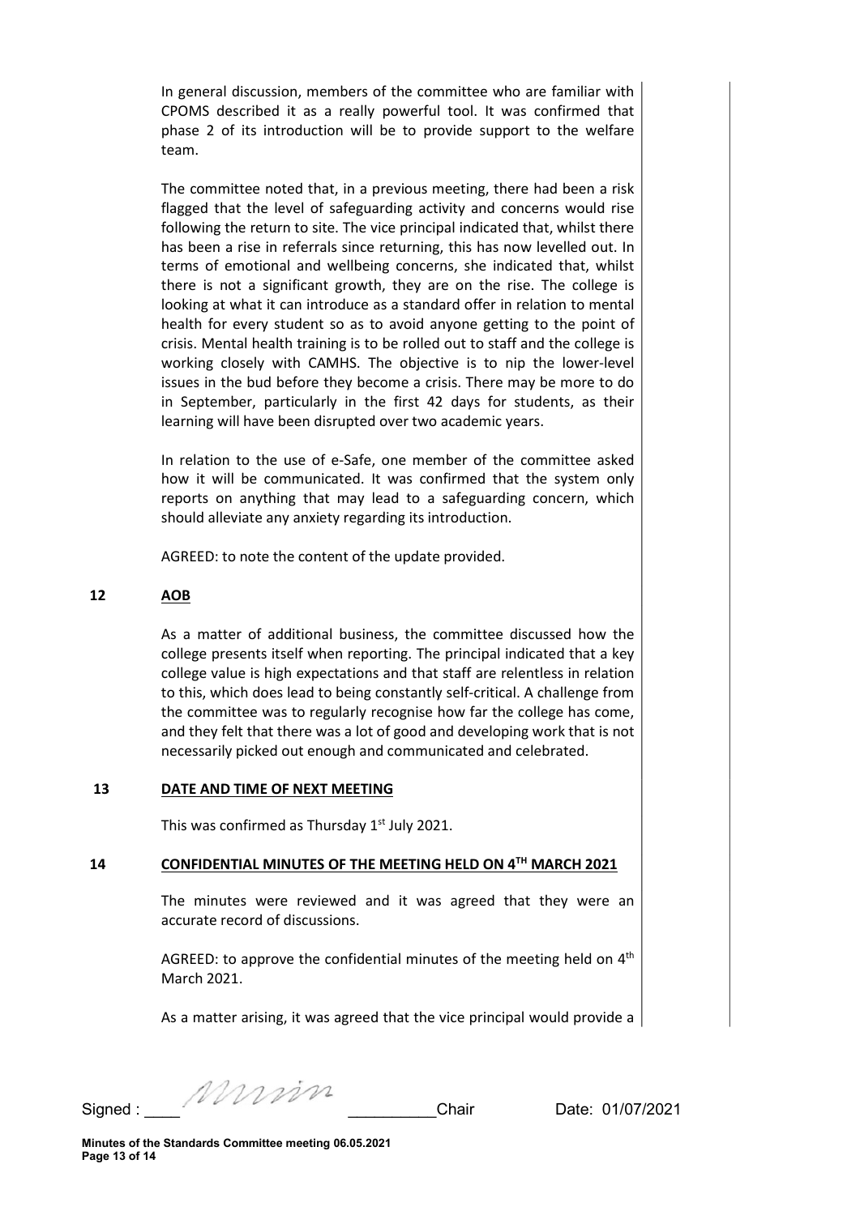In general discussion, members of the committee who are familiar with CPOMS described it as a really powerful tool. It was confirmed that phase 2 of its introduction will be to provide support to the welfare team.

The committee noted that, in a previous meeting, there had been a risk flagged that the level of safeguarding activity and concerns would rise following the return to site. The vice principal indicated that, whilst there has been a rise in referrals since returning, this has now levelled out. In terms of emotional and wellbeing concerns, she indicated that, whilst there is not a significant growth, they are on the rise. The college is looking at what it can introduce as a standard offer in relation to mental health for every student so as to avoid anyone getting to the point of crisis. Mental health training is to be rolled out to staff and the college is working closely with CAMHS. The objective is to nip the lower-level issues in the bud before they become a crisis. There may be more to do in September, particularly in the first 42 days for students, as their learning will have been disrupted over two academic years.

In relation to the use of e-Safe, one member of the committee asked how it will be communicated. It was confirmed that the system only reports on anything that may lead to a safeguarding concern, which should alleviate any anxiety regarding its introduction.

AGREED: to note the content of the update provided.

## 12 AOB

As a matter of additional business, the committee discussed how the college presents itself when reporting. The principal indicated that a key college value is high expectations and that staff are relentless in relation to this, which does lead to being constantly self-critical. A challenge from the committee was to regularly recognise how far the college has come, and they felt that there was a lot of good and developing work that is not necessarily picked out enough and communicated and celebrated.

## 13 DATE AND TIME OF NEXT MEETING

This was confirmed as Thursday 1st July 2021.

## 14 CONFIDENTIAL MINUTES OF THE MEETING HELD ON 4TH MARCH 2021

The minutes were reviewed and it was agreed that they were an accurate record of discussions.

AGREED: to approve the confidential minutes of the meeting held on 4th March 2021.

As a matter arising, it was agreed that the vice principal would provide a

Signed : ____ __________Chair Date: 01/07/2021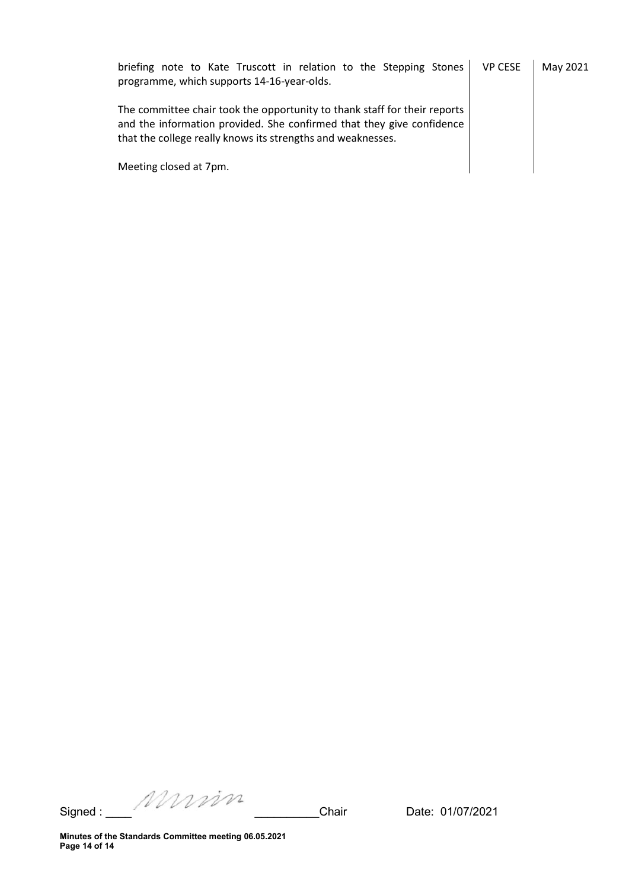| | | |
|---|---|---|
| briefing note to Kate Truscott in relation to the Stepping Stones programme, which supports 14-16-year-olds.<br><br>The committee chair took the opportunity to thank staff for their reports and the information provided. She confirmed that they give confidence that the college really knows its strengths and weaknesses.<br><br>Meeting closed at 7pm. | VP CESE | May 2021 |

Signed : ____ __________Chair Date: 01/07/2021

**Minutes of the Standards Committee meeting 06.05.2021**